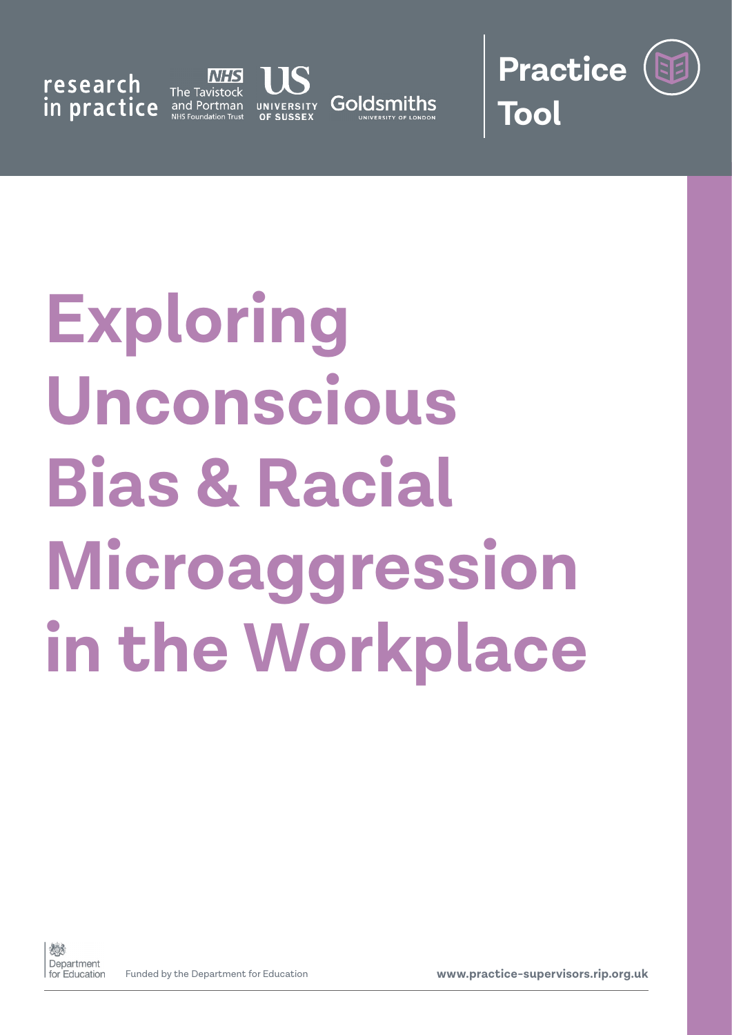research in practice | The Tavistock and Portman NHS Foundation Trust | University of Sussex | Goldsmiths University of London

**Practice Tool**

# Exploring Unconscious Bias & Racial Microaggression in the Workplace

Department for Education

Funded by the Department for Education

**www.practice-supervisors.rip.org.uk**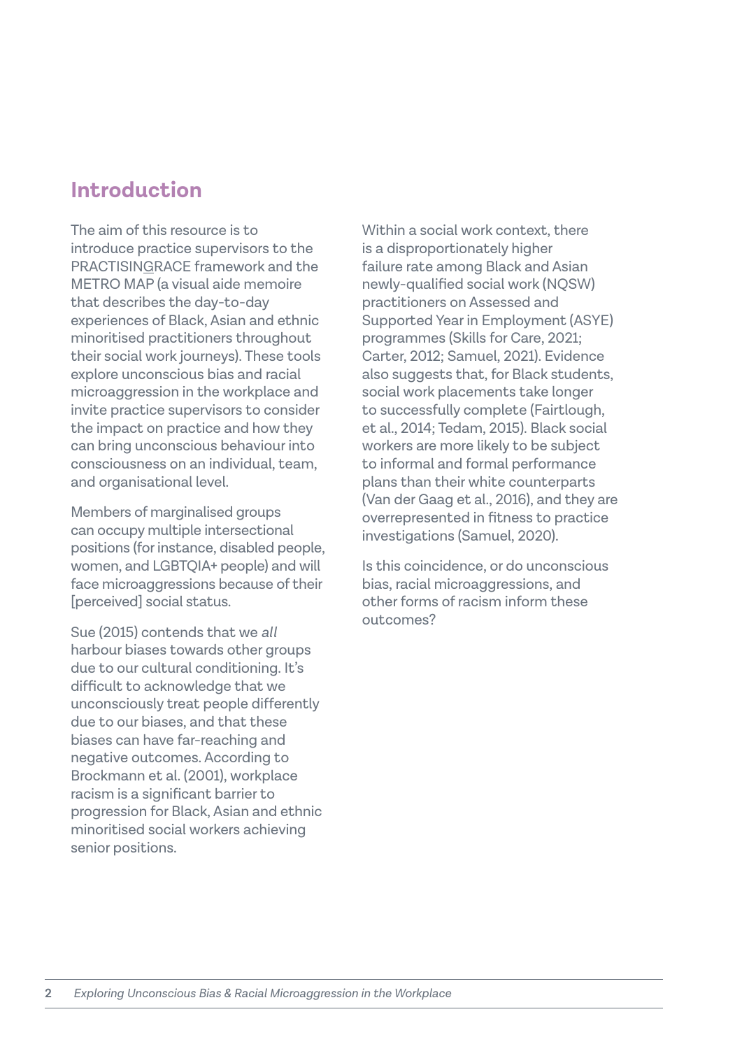## Introduction

The aim of this resource is to introduce practice supervisors to the PRACTISINGRACE framework and the METRO MAP (a visual aide memoire that describes the day-to-day experiences of Black, Asian and ethnic minoritised practitioners throughout their social work journeys). These tools explore unconscious bias and racial microaggression in the workplace and invite practice supervisors to consider the impact on practice and how they can bring unconscious behaviour into consciousness on an individual, team, and organisational level.

Members of marginalised groups can occupy multiple intersectional positions (for instance, disabled people, women, and LGBTQIA+ people) and will face microaggressions because of their [perceived] social status.

Sue (2015) contends that we *all* harbour biases towards other groups due to our cultural conditioning. It's difficult to acknowledge that we unconsciously treat people differently due to our biases, and that these biases can have far-reaching and negative outcomes. According to Brockmann et al. (2001), workplace racism is a significant barrier to progression for Black, Asian and ethnic minoritised social workers achieving senior positions.

Within a social work context, there is a disproportionately higher failure rate among Black and Asian newly-qualified social work (NQSW) practitioners on Assessed and Supported Year in Employment (ASYE) programmes (Skills for Care, 2021; Carter, 2012; Samuel, 2021). Evidence also suggests that, for Black students, social work placements take longer to successfully complete (Fairtlough, et al., 2014; Tedam, 2015). Black social workers are more likely to be subject to informal and formal performance plans than their white counterparts (Van der Gaag et al., 2016), and they are overrepresented in fitness to practice investigations (Samuel, 2020).

Is this coincidence, or do unconscious bias, racial microaggressions, and other forms of racism inform these outcomes?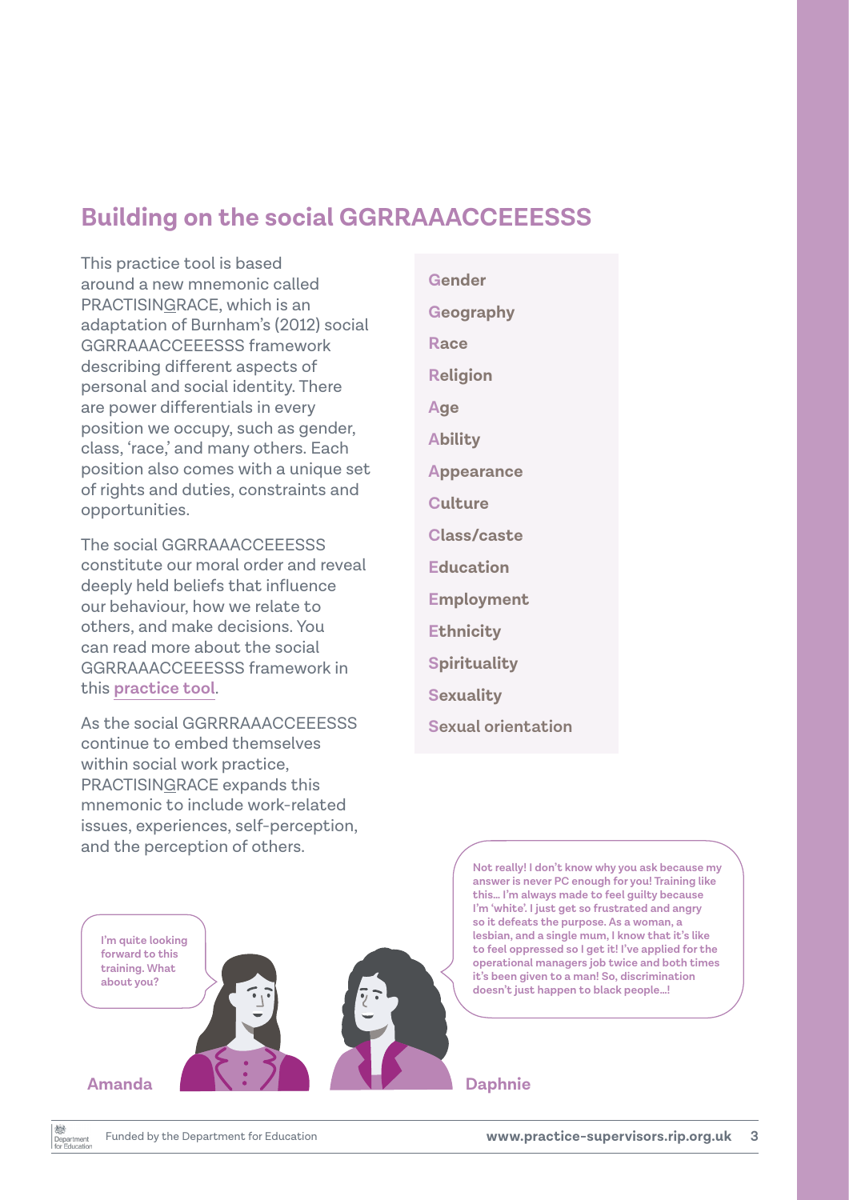## Building on the social GGRRAAACCEEESSS

This practice tool is based around a new mnemonic called PRACTISINGRACE, which is an adaptation of Burnham's (2012) social GGRRAAACCEEESSS framework describing different aspects of personal and social identity. There are power differentials in every position we occupy, such as gender, class, 'race,' and many others. Each position also comes with a unique set of rights and duties, constraints and opportunities.

The social GGRRAAACCEEESSS constitute our moral order and reveal deeply held beliefs that influence our behaviour, how we relate to others, and make decisions. You can read more about the social GGRRAAACCEEESSS framework in this **practice tool**.

As the social GGRRRAAACCEEESSS continue to embed themselves within social work practice, PRACTISINGRACE expands this mnemonic to include work-related issues, experiences, self-perception, and the perception of others.

- **Gender**
- **Geography**
- **Race**
- **Religion**
- **Age**
- **Ability**
- **Appearance**
- **Culture**
- **Class/caste**
- **Education**
- **Employment**
- **Ethnicity**
- **Spirituality**
- **Sexuality**
- **Sexual orientation**

**Amanda:** I'm quite looking forward to this training. What about you?

**Daphnie:** Not really! I don't know why you ask because my answer is never PC enough for you! Training like this... I'm always made to feel guilty because I'm 'white'. I just get so frustrated and angry so it defeats the purpose. As a woman, a lesbian, and a single mum, I know that it's like to feel oppressed so I get it! I've applied for the operational managers job twice and both times it's been given to a man! So, discrimination doesn't just happen to black people...!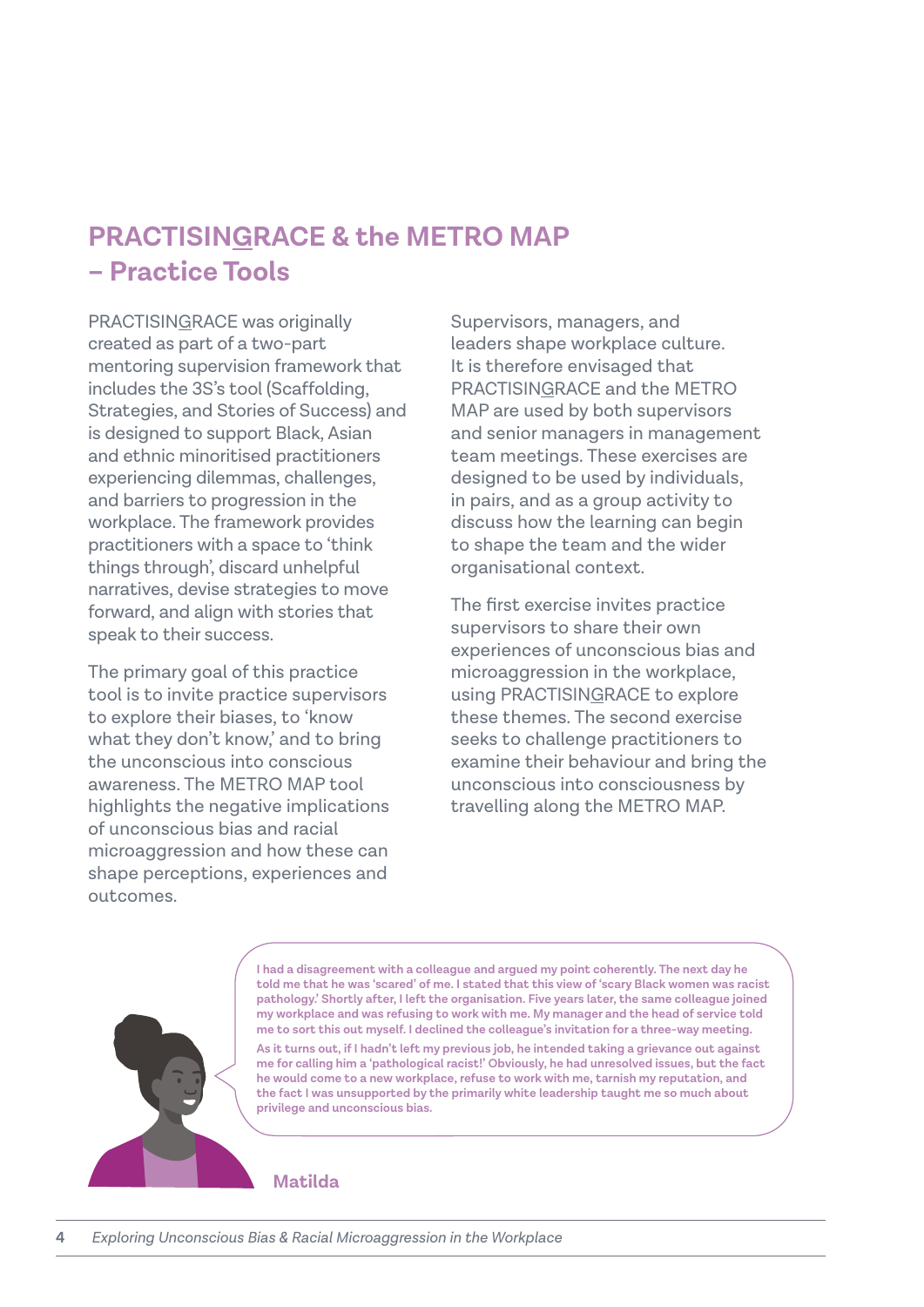## PRACTISINGRACE & the METRO MAP – Practice Tools

PRACTISINGRACE was originally created as part of a two-part mentoring supervision framework that includes the 3S's tool (Scaffolding, Strategies, and Stories of Success) and is designed to support Black, Asian and ethnic minoritised practitioners experiencing dilemmas, challenges, and barriers to progression in the workplace. The framework provides practitioners with a space to 'think things through', discard unhelpful narratives, devise strategies to move forward, and align with stories that speak to their success.

The primary goal of this practice tool is to invite practice supervisors to explore their biases, to 'know what they don't know,' and to bring the unconscious into conscious awareness. The METRO MAP tool highlights the negative implications of unconscious bias and racial microaggression and how these can shape perceptions, experiences and outcomes.

Supervisors, managers, and leaders shape workplace culture. It is therefore envisaged that PRACTISINGRACE and the METRO MAP are used by both supervisors and senior managers in management team meetings. These exercises are designed to be used by individuals, in pairs, and as a group activity to discuss how the learning can begin to shape the team and the wider organisational context.

The first exercise invites practice supervisors to share their own experiences of unconscious bias and microaggression in the workplace, using PRACTISINGRACE to explore these themes. The second exercise seeks to challenge practitioners to examine their behaviour and bring the unconscious into consciousness by travelling along the METRO MAP.

**I had a disagreement with a colleague and argued my point coherently. The next day he told me that he was 'scared' of me. I stated that this view of 'scary Black women was racist pathology.' Shortly after, I left the organisation. Five years later, the same colleague joined my workplace and was refusing to work with me. My manager and the head of service told me to sort this out myself. I declined the colleague's invitation for a three-way meeting.**

**As it turns out, if I hadn't left my previous job, he intended taking a grievance out against me for calling him a 'pathological racist!' Obviously, he had unresolved issues, but the fact he would come to a new workplace, refuse to work with me, tarnish my reputation, and the fact I was unsupported by the primarily white leadership taught me so much about privilege and unconscious bias.**

**Matilda**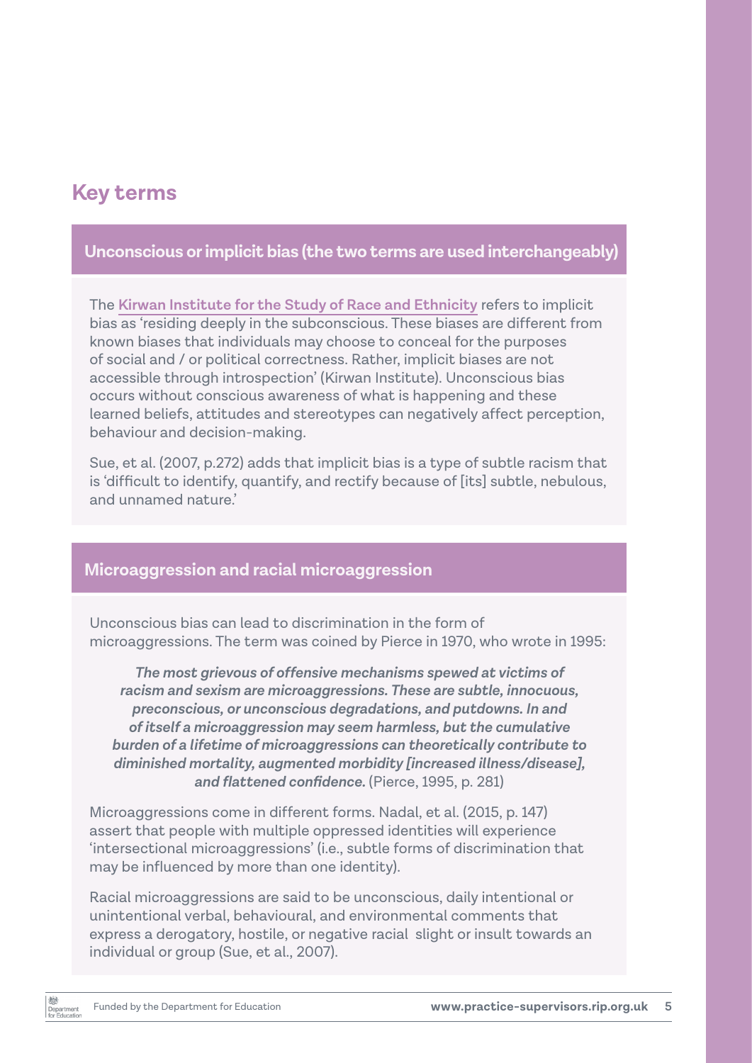## Key terms

### Unconscious or implicit bias (the two terms are used interchangeably)

The Kirwan Institute for the Study of Race and Ethnicity refers to implicit bias as 'residing deeply in the subconscious. These biases are different from known biases that individuals may choose to conceal for the purposes of social and / or political correctness. Rather, implicit biases are not accessible through introspection' (Kirwan Institute). Unconscious bias occurs without conscious awareness of what is happening and these learned beliefs, attitudes and stereotypes can negatively affect perception, behaviour and decision-making.

Sue, et al. (2007, p.272) adds that implicit bias is a type of subtle racism that is 'difficult to identify, quantify, and rectify because of [its] subtle, nebulous, and unnamed nature.'

### Microaggression and racial microaggression

Unconscious bias can lead to discrimination in the form of microaggressions. The term was coined by Pierce in 1970, who wrote in 1995:

> ***The most grievous of offensive mechanisms spewed at victims of racism and sexism are microaggressions. These are subtle, innocuous, preconscious, or unconscious degradations, and putdowns. In and of itself a microaggression may seem harmless, but the cumulative burden of a lifetime of microaggressions can theoretically contribute to diminished mortality, augmented morbidity [increased illness/disease], and flattened confidence.*** (Pierce, 1995, p. 281)

Microaggressions come in different forms. Nadal, et al. (2015, p. 147) assert that people with multiple oppressed identities will experience 'intersectional microaggressions' (i.e., subtle forms of discrimination that may be influenced by more than one identity).

Racial microaggressions are said to be unconscious, daily intentional or unintentional verbal, behavioural, and environmental comments that express a derogatory, hostile, or negative racial slight or insult towards an individual or group (Sue, et al., 2007).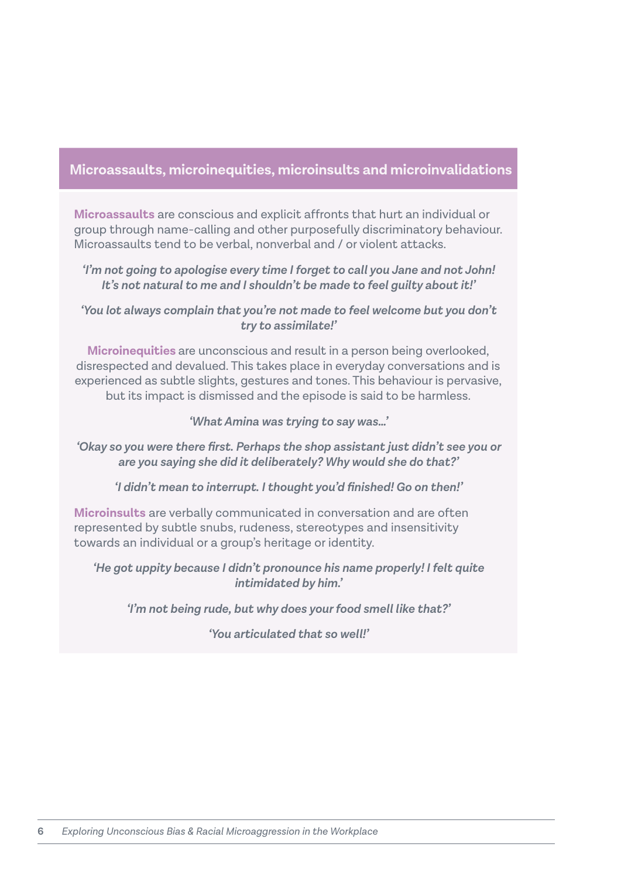## Microassaults, microinequities, microinsults and microinvalidations

**Microassaults** are conscious and explicit affronts that hurt an individual or group through name-calling and other purposefully discriminatory behaviour. Microassaults tend to be verbal, nonverbal and / or violent attacks.

*'I'm not going to apologise every time I forget to call you Jane and not John! It's not natural to me and I shouldn't be made to feel guilty about it!'*

*'You lot always complain that you're not made to feel welcome but you don't try to assimilate!'*

**Microinequities** are unconscious and result in a person being overlooked, disrespected and devalued. This takes place in everyday conversations and is experienced as subtle slights, gestures and tones. This behaviour is pervasive, but its impact is dismissed and the episode is said to be harmless.

*'What Amina was trying to say was…'*

*'Okay so you were there first. Perhaps the shop assistant just didn't see you or are you saying she did it deliberately? Why would she do that?'*

*'I didn't mean to interrupt. I thought you'd finished! Go on then!'*

**Microinsults** are verbally communicated in conversation and are often represented by subtle snubs, rudeness, stereotypes and insensitivity towards an individual or a group's heritage or identity.

*'He got uppity because I didn't pronounce his name properly! I felt quite intimidated by him.'*

*'I'm not being rude, but why does your food smell like that?'*

*'You articulated that so well!'*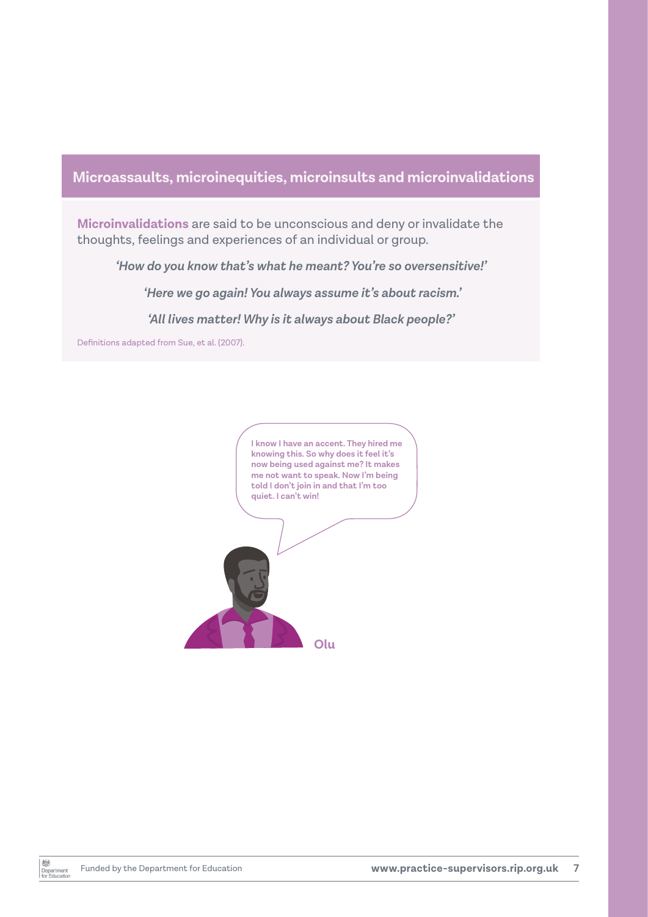## Microassaults, microinequities, microinsults and microinvalidations

**Microinvalidations** are said to be unconscious and deny or invalidate the thoughts, feelings and experiences of an individual or group.

*'How do you know that's what he meant? You're so oversensitive!'*

*'Here we go again! You always assume it's about racism.'*

*'All lives matter! Why is it always about Black people?'*

Definitions adapted from Sue, et al. (2007).

**I know I have an accent. They hired me knowing this. So why does it feel it's now being used against me? It makes me not want to speak. Now I'm being told I don't join in and that I'm too quiet. I can't win!**

**Olu**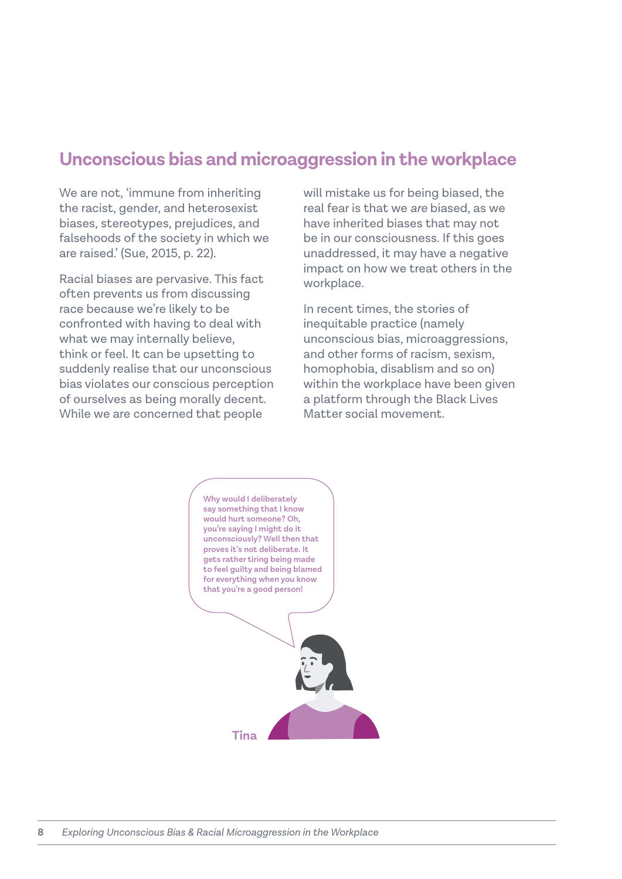## Unconscious bias and microaggression in the workplace

We are not, 'immune from inheriting the racist, gender, and heterosexist biases, stereotypes, prejudices, and falsehoods of the society in which we are raised.' (Sue, 2015, p. 22).

Racial biases are pervasive. This fact often prevents us from discussing race because we're likely to be confronted with having to deal with what we may internally believe, think or feel. It can be upsetting to suddenly realise that our unconscious bias violates our conscious perception of ourselves as being morally decent. While we are concerned that people will mistake us for being biased, the real fear is that we *are* biased, as we have inherited biases that may not be in our consciousness. If this goes unaddressed, it may have a negative impact on how we treat others in the workplace.

In recent times, the stories of inequitable practice (namely unconscious bias, microaggressions, and other forms of racism, sexism, homophobia, disablism and so on) within the workplace have been given a platform through the Black Lives Matter social movement.

**Why would I deliberately say something that I know would hurt someone? Oh, you're saying I might do it unconsciously? Well then that proves it's not deliberate. It gets rather tiring being made to feel guilty and being blamed for everything when you know that you're a good person!**

**Tina**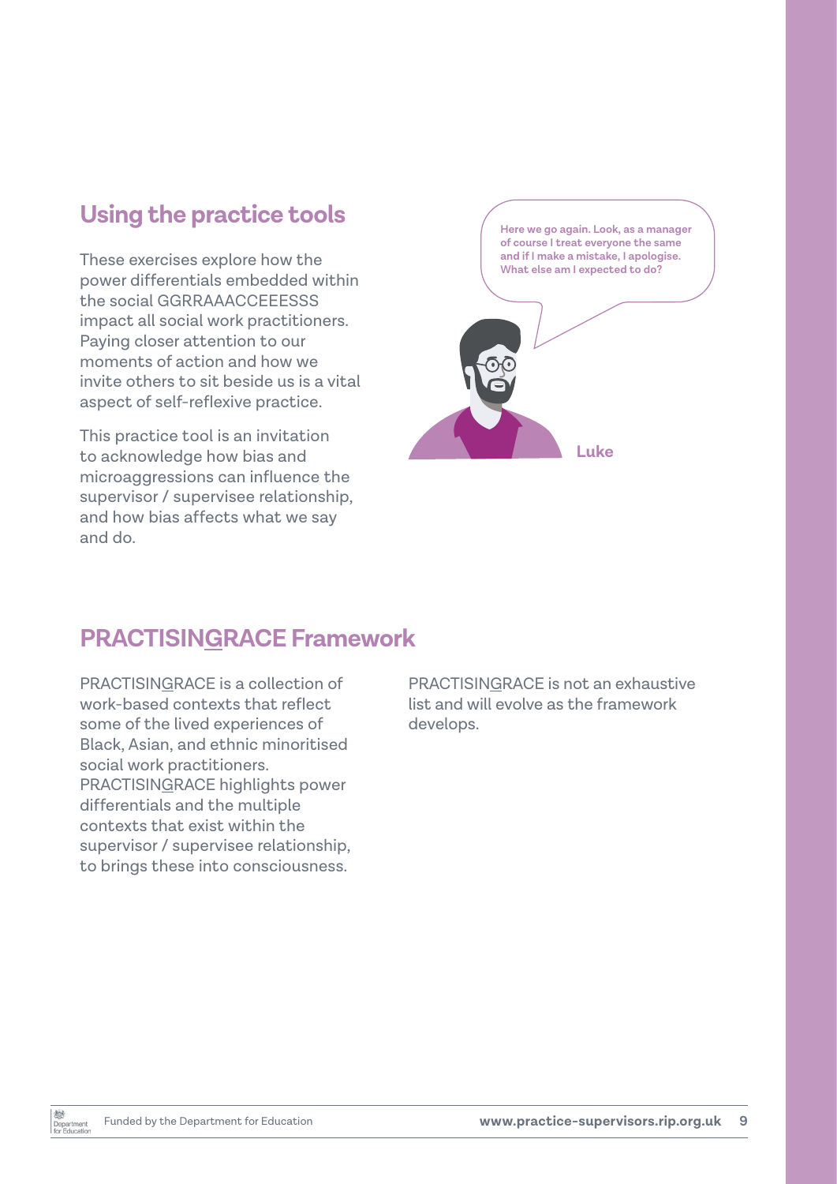## Using the practice tools

These exercises explore how the power differentials embedded within the social GGRRAAACCEEESSS impact all social work practitioners. Paying closer attention to our moments of action and how we invite others to sit beside us is a vital aspect of self-reflexive practice.

This practice tool is an invitation to acknowledge how bias and microaggressions can influence the supervisor / supervisee relationship, and how bias affects what we say and do.

**Here we go again. Look, as a manager of course I treat everyone the same and if I make a mistake, I apologise. What else am I expected to do?**

**Luke**

## PRACTISINGRACE Framework

PRACTISINGRACE is a collection of work-based contexts that reflect some of the lived experiences of Black, Asian, and ethnic minoritised social work practitioners. PRACTISINGRACE highlights power differentials and the multiple contexts that exist within the supervisor / supervisee relationship, to brings these into consciousness.

PRACTISINGRACE is not an exhaustive list and will evolve as the framework develops.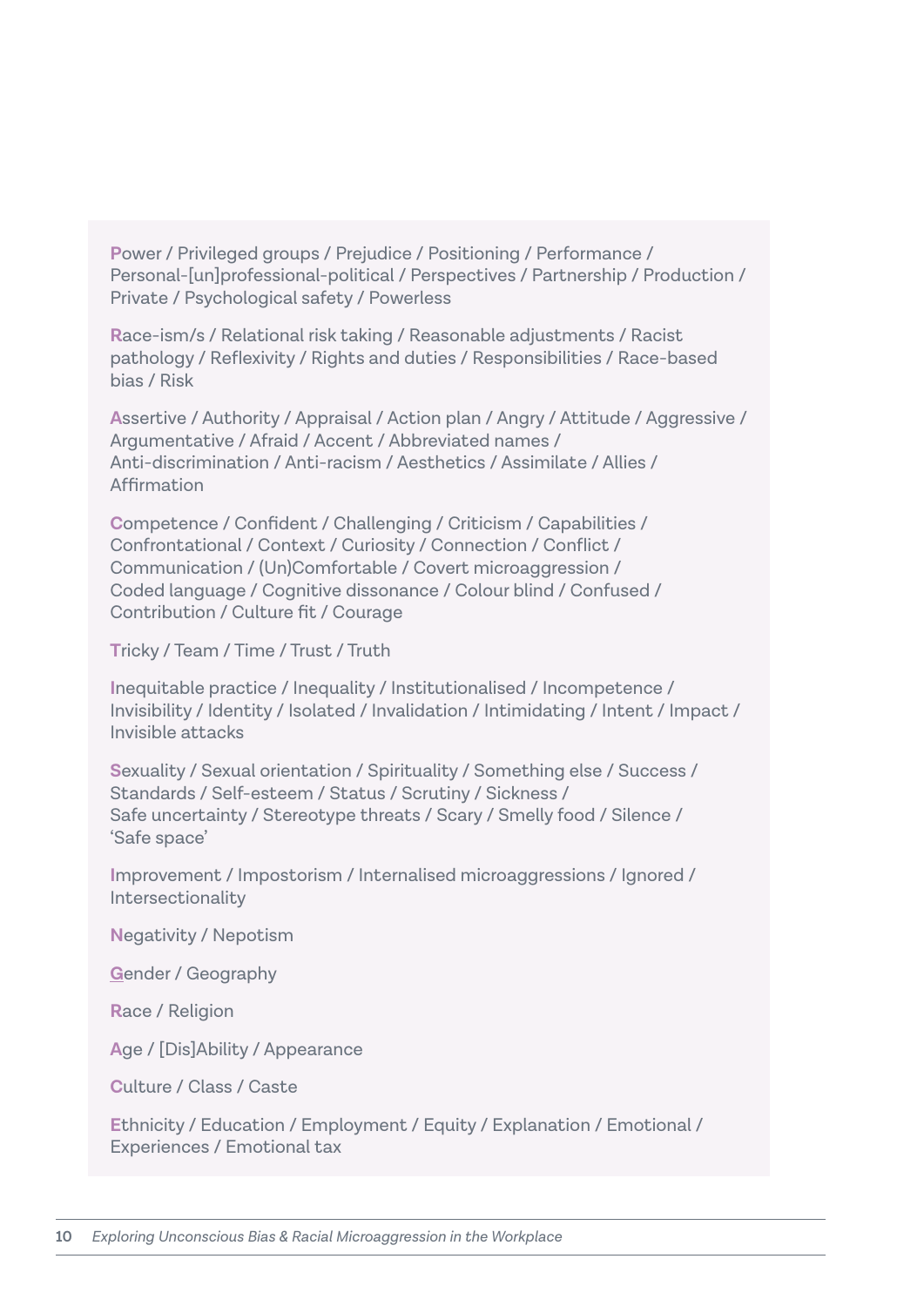**P**ower / Privileged groups / Prejudice / Positioning / Performance / Personal-[un]professional-political / Perspectives / Partnership / Production / Private / Psychological safety / Powerless

**R**ace-ism/s / Relational risk taking / Reasonable adjustments / Racist pathology / Reflexivity / Rights and duties / Responsibilities / Race-based bias / Risk

**A**ssertive / Authority / Appraisal / Action plan / Angry / Attitude / Aggressive / Argumentative / Afraid / Accent / Abbreviated names / Anti-discrimination / Anti-racism / Aesthetics / Assimilate / Allies / Affirmation

**C**ompetence / Confident / Challenging / Criticism / Capabilities / Confrontational / Context / Curiosity / Connection / Conflict / Communication / (Un)Comfortable / Covert microaggression / Coded language / Cognitive dissonance / Colour blind / Confused / Contribution / Culture fit / Courage

**T**ricky / Team / Time / Trust / Truth

**I**nequitable practice / Inequality / Institutionalised / Incompetence / Invisibility / Identity / Isolated / Invalidation / Intimidating / Intent / Impact / Invisible attacks

**S**exuality / Sexual orientation / Spirituality / Something else / Success / Standards / Self-esteem / Status / Scrutiny / Sickness / Safe uncertainty / Stereotype threats / Scary / Smelly food / Silence / 'Safe space'

**I**mprovement / Impostorism / Internalised microaggressions / Ignored / Intersectionality

**N**egativity / Nepotism

**G**ender / Geography

**R**ace / Religion

**A**ge / [Dis]Ability / Appearance

**C**ulture / Class / Caste

**E**thnicity / Education / Employment / Equity / Explanation / Emotional / Experiences / Emotional tax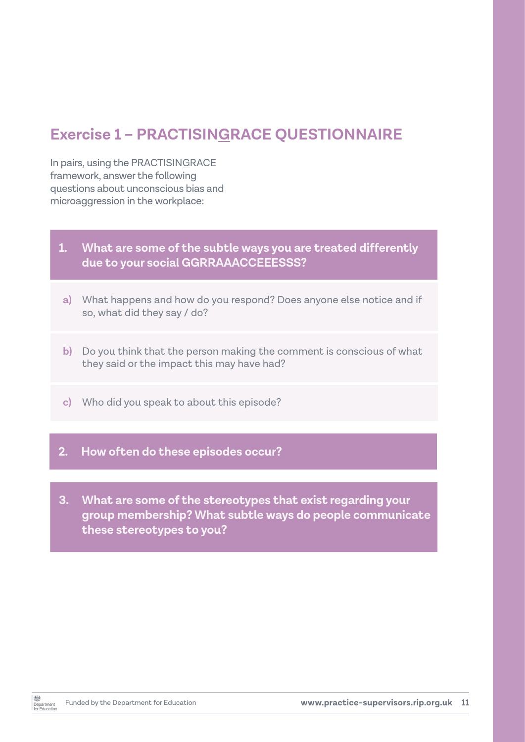## Exercise 1 – PRACTISINGRACE QUESTIONNAIRE

In pairs, using the PRACTISINGRACE framework, answer the following questions about unconscious bias and microaggression in the workplace:

**1. What are some of the subtle ways you are treated differently due to your social GGRRAAACCEEESSS?**

a) What happens and how do you respond? Does anyone else notice and if so, what did they say / do?

b) Do you think that the person making the comment is conscious of what they said or the impact this may have had?

c) Who did you speak to about this episode?

**2. How often do these episodes occur?**

**3. What are some of the stereotypes that exist regarding your group membership? What subtle ways do people communicate these stereotypes to you?**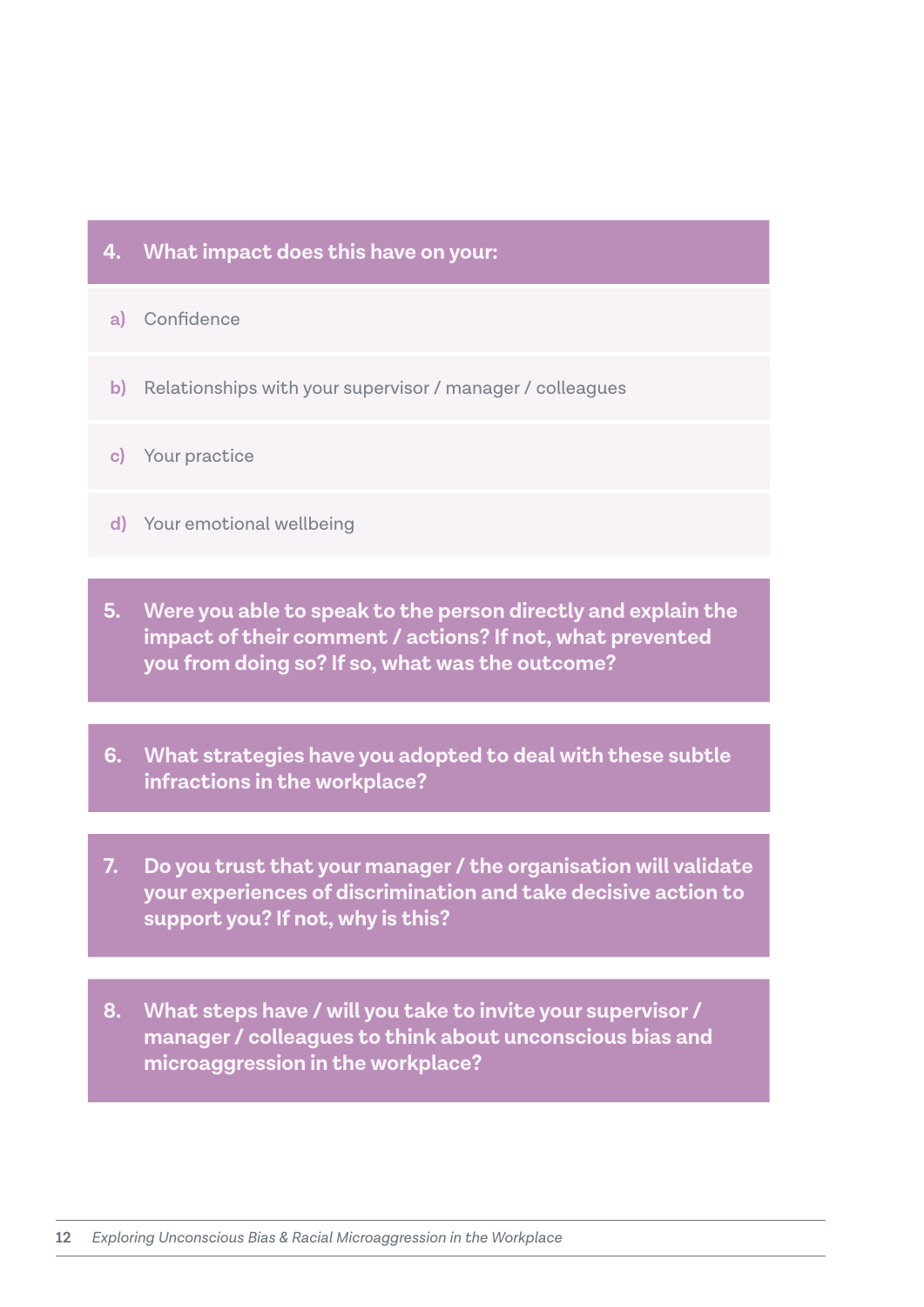**4. What impact does this have on your:**

a) Confidence

b) Relationships with your supervisor / manager / colleagues

c) Your practice

d) Your emotional wellbeing

**5. Were you able to speak to the person directly and explain the impact of their comment / actions? If not, what prevented you from doing so? If so, what was the outcome?**

**6. What strategies have you adopted to deal with these subtle infractions in the workplace?**

**7. Do you trust that your manager / the organisation will validate your experiences of discrimination and take decisive action to support you? If not, why is this?**

**8. What steps have / will you take to invite your supervisor / manager / colleagues to think about unconscious bias and microaggression in the workplace?**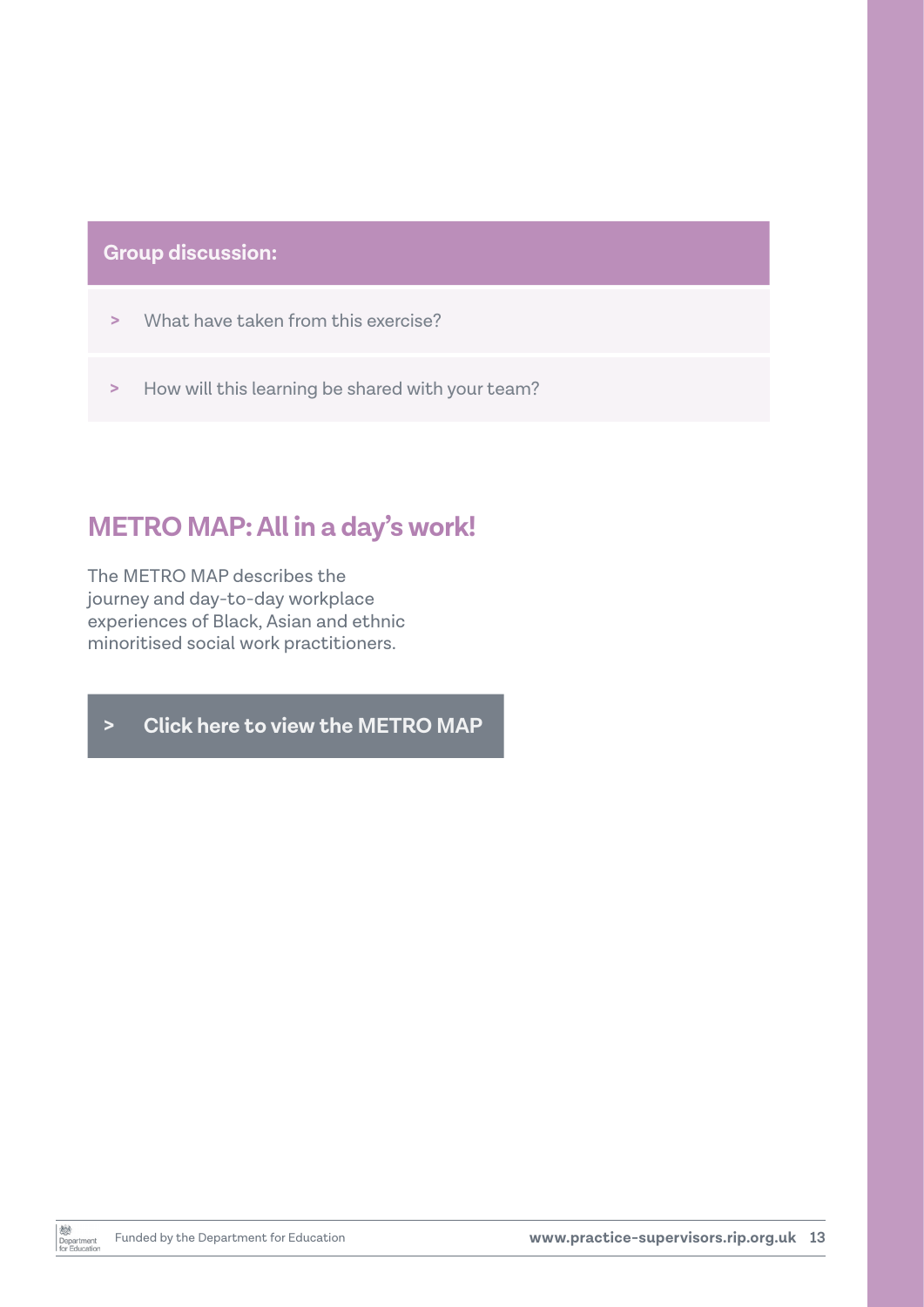**Group discussion:**

- What have taken from this exercise?
- How will this learning be shared with your team?

## METRO MAP: All in a day's work!

The METRO MAP describes the journey and day-to-day workplace experiences of Black, Asian and ethnic minoritised social work practitioners.

> **Click here to view the METRO MAP**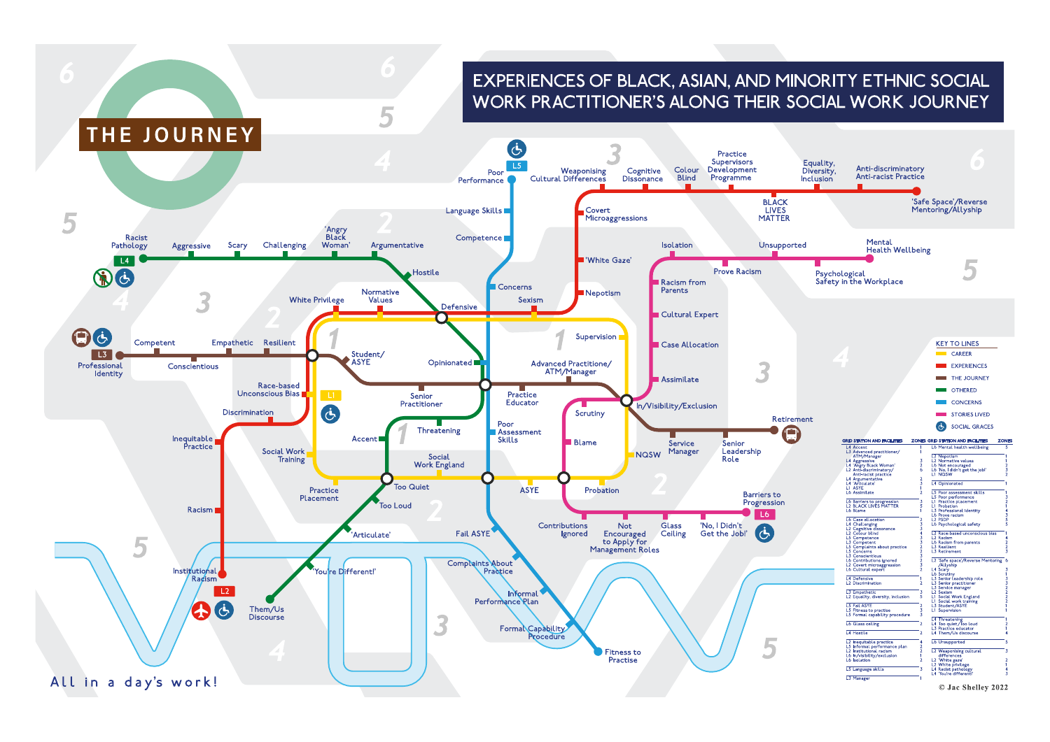# EXPERIENCES OF BLACK, ASIAN, AND MINORITY ETHNIC SOCIAL WORK PRACTITIONER'S ALONG THEIR SOCIAL WORK JOURNEY

## THE JOURNEY

**L5:** Poor Performance, Language Skills, Competence, Concerns, Poor Assessment Skills, Fail ASYE, Complaints About Practice, Informal Performance Plan, Formal Capability Procedure, Fitness to Practise

**L4:** Racist Pathology, Aggressive, Scary, Challenging, 'Angry Black Woman', Argumentative, Hostile, Defensive, Opinionated, Threatening, Accent, Too Quiet, Too Loud, 'Articulate', 'You're Different!', Them/Us Discourse

**L3:** Professional Identity, Competent, Conscientious, Empathetic, Resilient, Student/ASYE, Senior Practitioner, Practice Educator, Service Manager, Senior Leadership Role, Retirement

**L2:** Weaponising Cultural Differences, Cognitive Dissonance, Colour Blind, Practice Supervisors Development Programme, BLACK LIVES MATTER, Equality, Diversity, Inclusion, Anti-discriminatory Anti-racist Practice, 'Safe Space'/Reverse Mentoring/Allyship, Covert Microaggressions, 'White Gaze', Nepotism, Sexism, Normative Values, White Privilege, Race-based Unconscious Bias, Discrimination, Inequitable Practice, Racism, Institutional Racism

**L1:** Supervision, Advanced Practitione/ATM/Manager, Social Work Training, Practice Placement, Social Work England, ASYE, Probation, NQSW

**L6:** Isolation, Unsupported, Mental Health Wellbeing, Prove Racism, Psychological Safety in the Workplace, Racism from Parents, Cultural Expert, Case Allocation, Assimilate, In/Visibility/Exclusion, Scrutiny, Blame, Barriers to Progression, Contributions Ignored, Not Encouraged to Apply for Management Roles, Glass Ceiling, 'No, I Didn't Get the Job!'

All in a day's work!

| KEY TO LINES | |
|---|---|
| Yellow | CAREER |
| Red | EXPERIENCES |
| Brown | THE JOURNEY |
| Green | OTHERED |
| Blue | CONCERNS |
| Pink | STORIES LIVED |
| Symbol | SOCIAL GRACES |

| GRID STATION AND FACILITIES | ZONES |
|---|---|
| L4 Accent | 1 |
| L3 Advanced practitioner/ ATM/Manager | 1 |
| L4 Aggressive | 3 |
| L4 'Angry Black Woman' | 2 |
| L2 Anti-discriminatory/ Anti-racist practice | 6 |
| L4 Argumentative | 2 |
| L4 'Articulate' | 2 |
| L1 ASYE | 1 |
| L6 Assimilate | 2 |
| L6 Barriers to progression | 3 |
| L2 BLACK LIVES MATTER | 5 |
| L6 Blame | 1 |
| L6 Case allocation | 2 |
| L4 Challenging | 2 |
| L2 Cognitive dissonance | 3 |
| L2 Colour blind | 4 |
| L5 Competence | 2 |
| L3 Competent | 3 |
| L5 Complaints about practice | 2 |
| L5 Concerns | 1 |
| L3 Conscientious | 3 |
| L6 Contributions ignored | 2 |
| L2 Covert microaggression | 3 |
| L6 Cultural expert | 2 |
| L4 Defensive | 1 |
| L2 Discrimination | 2 |
| L3 Empathetic | 3 |
| L2 Equality, diversity, inclusion | 5 |
| L5 Fail ASYE | 2 |
| L5 Fitness to practise | 5 |
| L5 Formal capability procedure | 3 |
| L6 Glass ceiling | 2 |
| L4 Hostile | 2 |
| L2 Inequitable practice | 4 |
| L5 Informal performance plan | 2 |
| L2 Institutional racism | 2 |
| L6 In/visibility/exclusion | 2 |
| L6 Isolation | 2 |
| L5 Language skills | 3 |
| L3 Manager | 1 |

| GRID STATION AND FACILITIES | ZONES |
|---|---|
| L6 Mental health wellbeing | 5 |
| L2 Nepotism | 2 |
| L2 Normative values | 1 |
| L6 Not encouraged | 3 |
| L6 'No, I didn't get the job!' | 3 |
| L1 NQSW | 2 |
| L4 Opinionated | 1 |
| L5 Poor assessment skills | 1 |
| L5 Poor performance | 3 |
| L1 Practice placement | 2 |
| L1 Probation | 1 |
| L3 Professional identity | 4 |
| L6 Prove racism | 3 |
| L2 PSDP | 3 |
| L6 Psychological safety | 5 |
| L2 Race-based unconscious bias | 2 |
| L2 Racism | 4 |
| L6 Racism from parents | 2 |
| L3 Resilient | 2 |
| L3 Retirement | 3 |
| L2 'Safe space/Reverse Mentoring /Allyship | 6 |
| L4 Scary | 3 |
| L6 Scrutiny | 1 |
| L3 Senior leadership role | 3 |
| L3 Senior practitioner | 1 |
| L3 Service manager | 2 |
| L2 Sexism | 2 |
| L1 Social Work England | 1 |
| L1 Social work training | 2 |
| L3 Student/ASYE | 1 |
| L1 Supervision | 1 |
| L4 Threatening | 1 |
| L4 Too quiet/Too loud | 2 |
| L3 Practice educator | 1 |
| L4 Them/Us discourse | 4 |
| L6 Unsupported | 5 |
| L2 Weaponising cultural differences | 3 |
| L2 'White gaze' | 2 |
| L2 White privilege | 1 |
| L4 Racist pathology | 4 |
| L4 'You're different!' | 3 |

© Jac Shelley 2022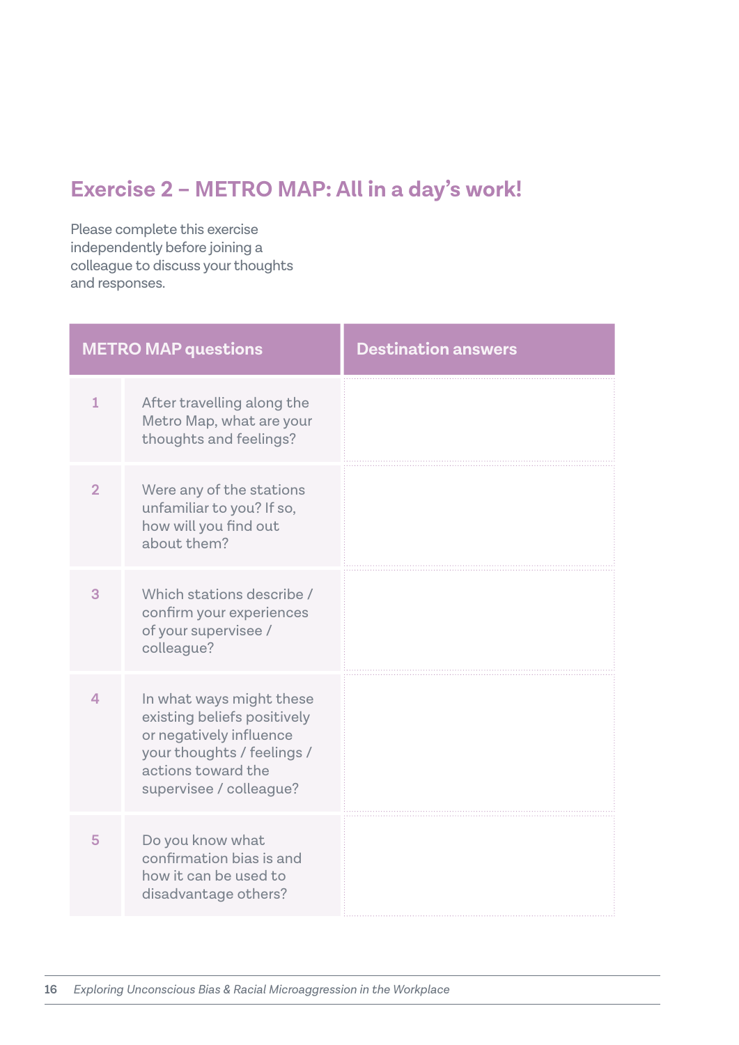## Exercise 2 – METRO MAP: All in a day's work!

Please complete this exercise independently before joining a colleague to discuss your thoughts and responses.

| | METRO MAP questions | Destination answers |
|---|---|---|
| 1 | After travelling along the Metro Map, what are your thoughts and feelings? | |
| 2 | Were any of the stations unfamiliar to you? If so, how will you find out about them? | |
| 3 | Which stations describe / confirm your experiences of your supervisee / colleague? | |
| 4 | In what ways might these existing beliefs positively or negatively influence your thoughts / feelings / actions toward the supervisee / colleague? | |
| 5 | Do you know what confirmation bias is and how it can be used to disadvantage others? | |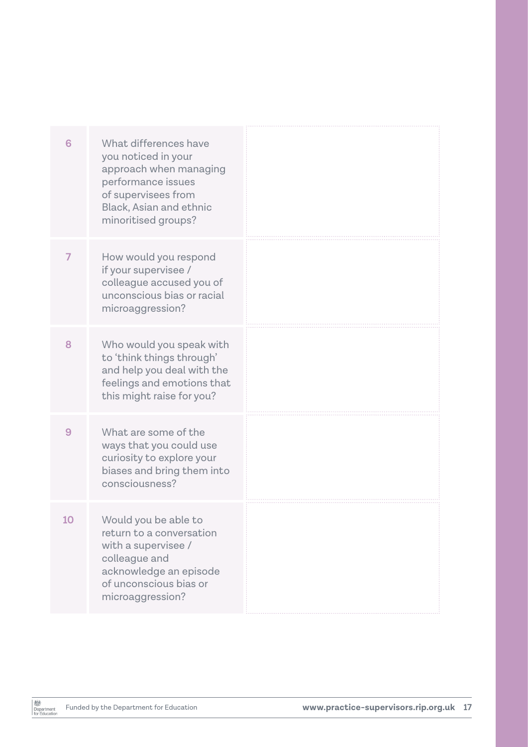| | | |
|---|---|---|
| 6 | What differences have you noticed in your approach when managing performance issues of supervisees from Black, Asian and ethnic minoritised groups? | |
| 7 | How would you respond if your supervisee / colleague accused you of unconscious bias or racial microaggression? | |
| 8 | Who would you speak with to 'think things through' and help you deal with the feelings and emotions that this might raise for you? | |
| 9 | What are some of the ways that you could use curiosity to explore your biases and bring them into consciousness? | |
| 10 | Would you be able to return to a conversation with a supervisee / colleague and acknowledge an episode of unconscious bias or microaggression? | |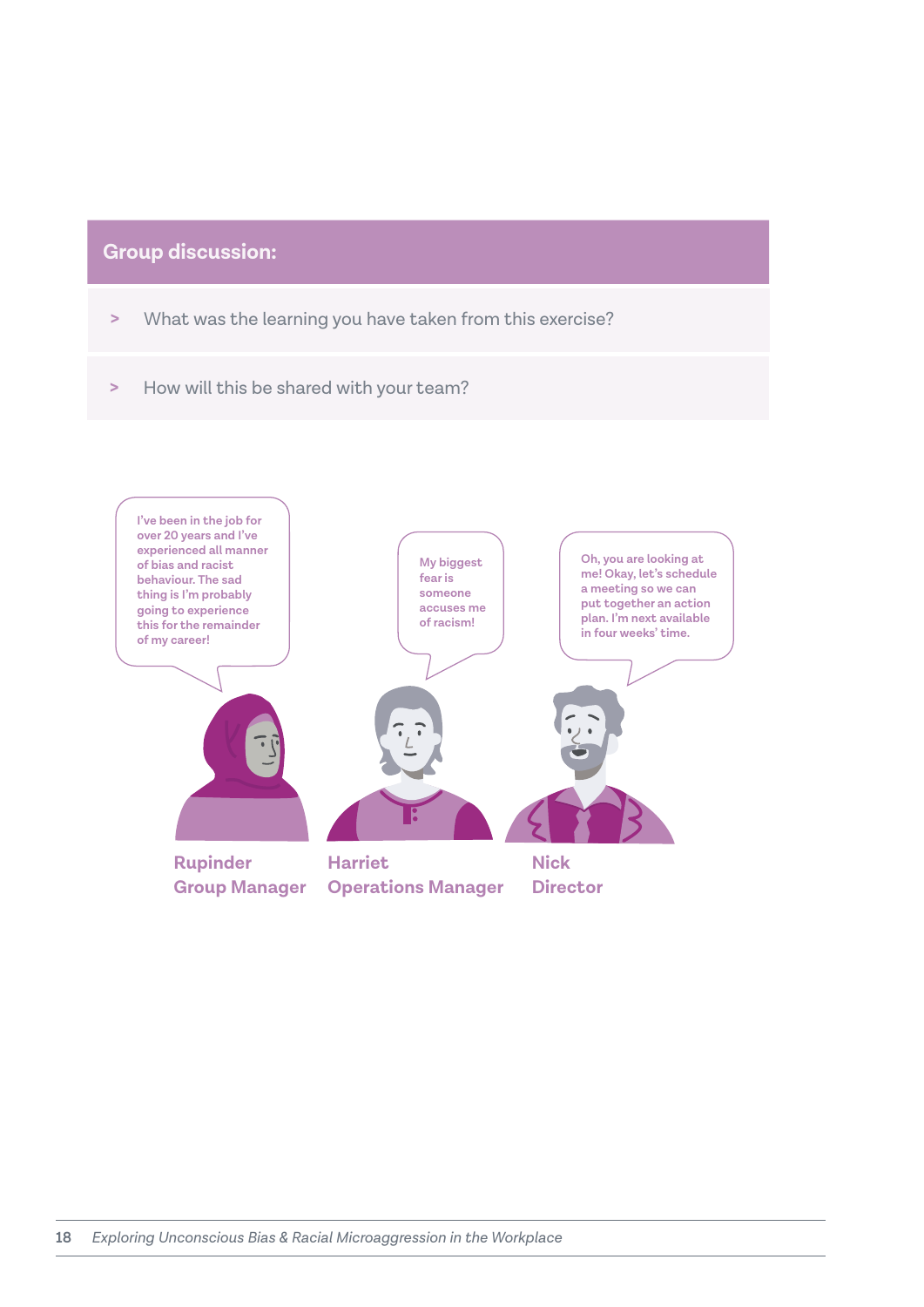## Group discussion:

> What was the learning you have taken from this exercise?

> How will this be shared with your team?

I've been in the job for over 20 years and I've experienced all manner of bias and racist behaviour. The sad thing is I'm probably going to experience this for the remainder of my career!

My biggest fear is someone accuses me of racism!

Oh, you are looking at me! Okay, let's schedule a meeting so we can put together an action plan. I'm next available in four weeks' time.

**Rupinder**
**Group Manager**

**Harriet**
**Operations Manager**

**Nick**
**Director**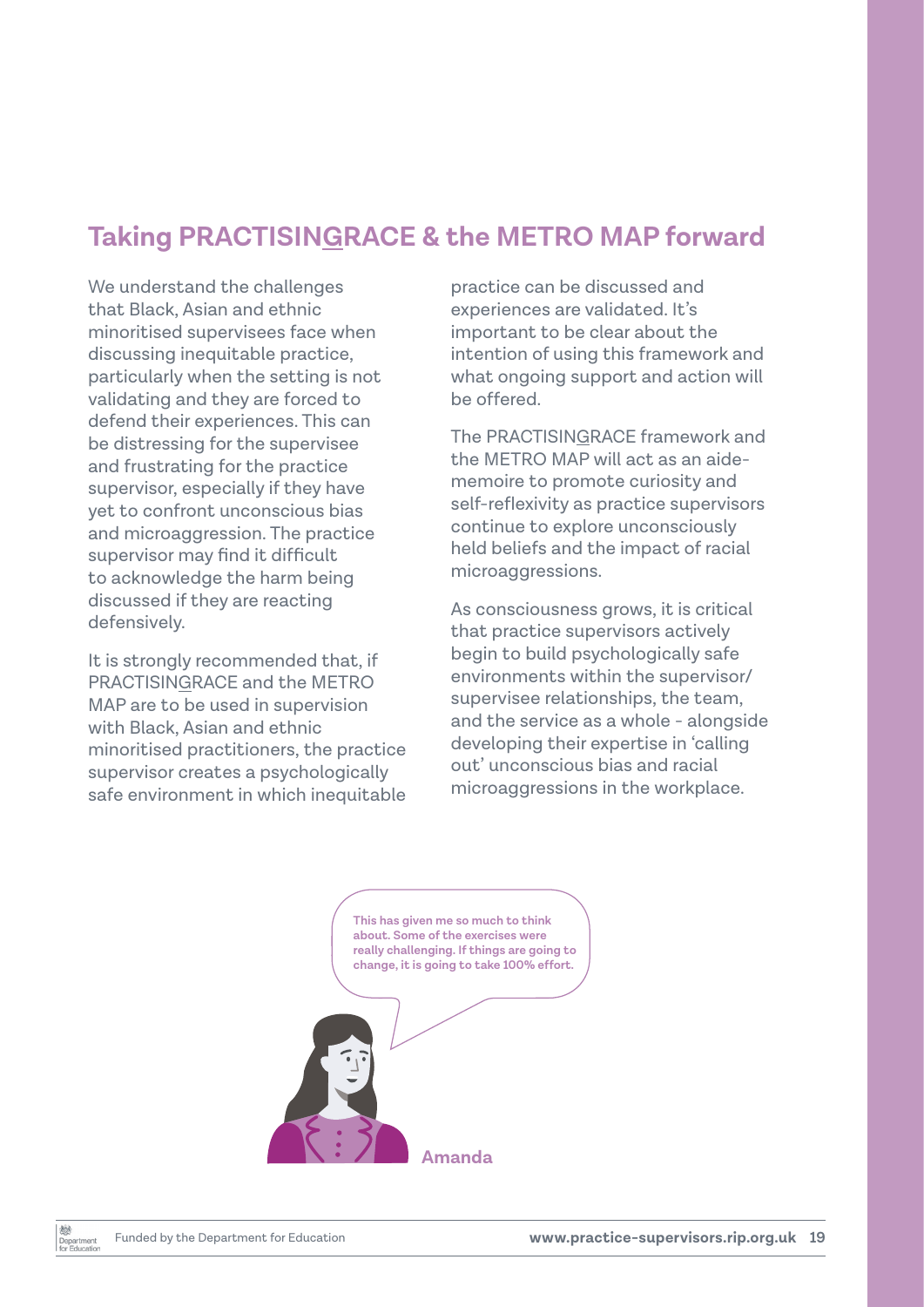## Taking PRACTISINGRACE & the METRO MAP forward

We understand the challenges that Black, Asian and ethnic minoritised supervisees face when discussing inequitable practice, particularly when the setting is not validating and they are forced to defend their experiences. This can be distressing for the supervisee and frustrating for the practice supervisor, especially if they have yet to confront unconscious bias and microaggression. The practice supervisor may find it difficult to acknowledge the harm being discussed if they are reacting defensively.

It is strongly recommended that, if PRACTISINGRACE and the METRO MAP are to be used in supervision with Black, Asian and ethnic minoritised practitioners, the practice supervisor creates a psychologically safe environment in which inequitable practice can be discussed and experiences are validated. It's important to be clear about the intention of using this framework and what ongoing support and action will be offered.

The PRACTISINGRACE framework and the METRO MAP will act as an aide-memoire to promote curiosity and self-reflexivity as practice supervisors continue to explore unconsciously held beliefs and the impact of racial microaggressions.

As consciousness grows, it is critical that practice supervisors actively begin to build psychologically safe environments within the supervisor/supervisee relationships, the team, and the service as a whole - alongside developing their expertise in 'calling out' unconscious bias and racial microaggressions in the workplace.

**This has given me so much to think about. Some of the exercises were really challenging. If things are going to change, it is going to take 100% effort.**

**Amanda**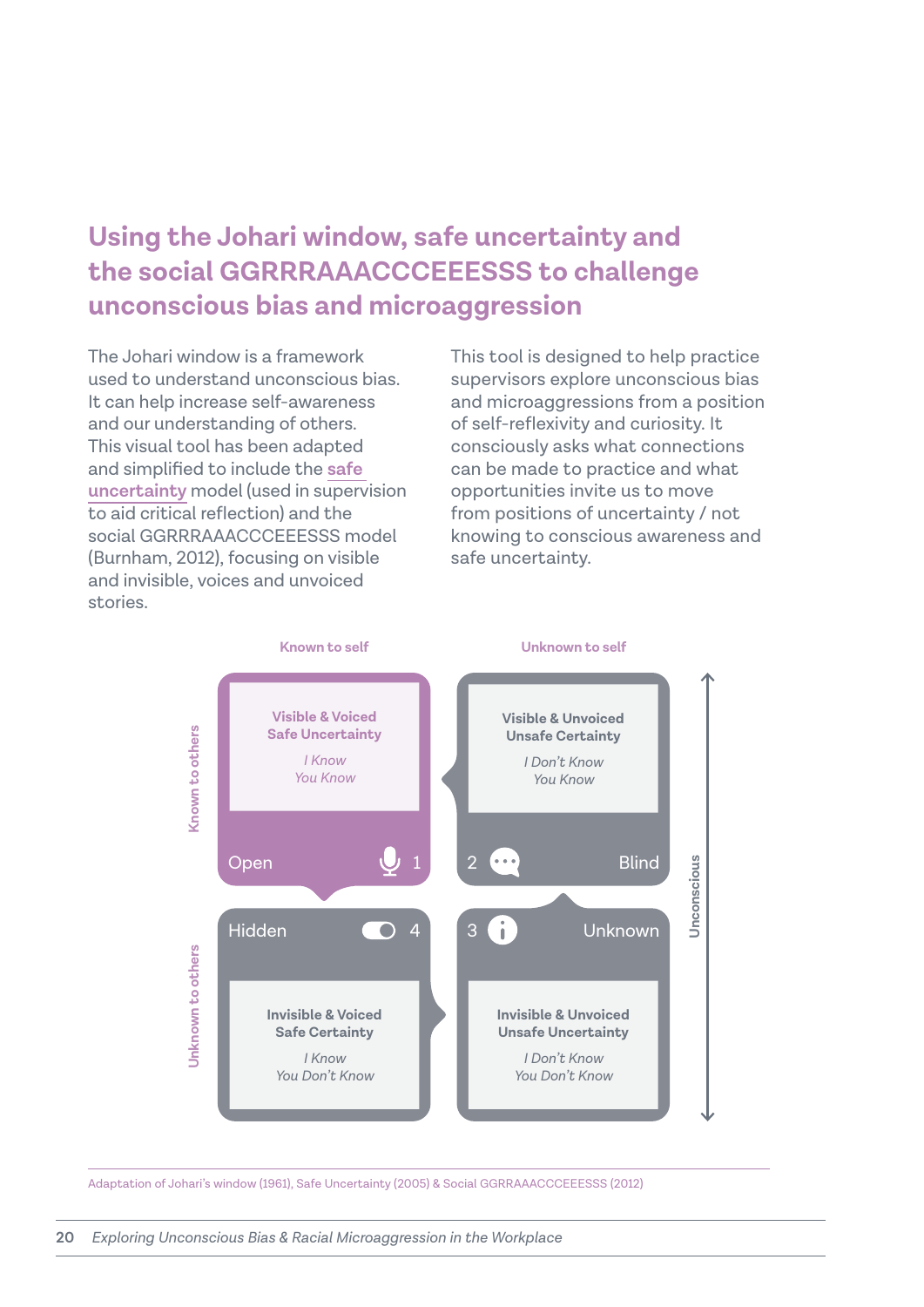## Using the Johari window, safe uncertainty and the social GGRRRAAACCCEEESSS to challenge unconscious bias and microaggression

The Johari window is a framework used to understand unconscious bias. It can help increase self-awareness and our understanding of others. This visual tool has been adapted and simplified to include the safe uncertainty model (used in supervision to aid critical reflection) and the social GGRRRAAACCCEEESSS model (Burnham, 2012), focusing on visible and invisible, voices and unvoiced stories.

This tool is designed to help practice supervisors explore unconscious bias and microaggressions from a position of self-reflexivity and curiosity. It consciously asks what connections can be made to practice and what opportunities invite us to move from positions of uncertainty / not knowing to conscious awareness and safe uncertainty.

| | Known to self | Unknown to self |
|---|---|---|
| **Known to others** | **1 Open**<br>Visible & Voiced<br>Safe Uncertainty<br>*I Know*<br>*You Know* | **2 Blind**<br>Visible & Unvoiced<br>Unsafe Certainty<br>*I Don't Know*<br>*You Know* |
| **Unknown to others** | **4 Hidden**<br>Invisible & Voiced<br>Safe Certainty<br>*I Know*<br>*You Don't Know* | **3 Unknown**<br>Invisible & Unvoiced<br>Unsafe Uncertainty<br>*I Don't Know*<br>*You Don't Know* |

Unconscious

Adaptation of Johari's window (1961), Safe Uncertainty (2005) & Social GGRRRAAACCCEEESSS (2012)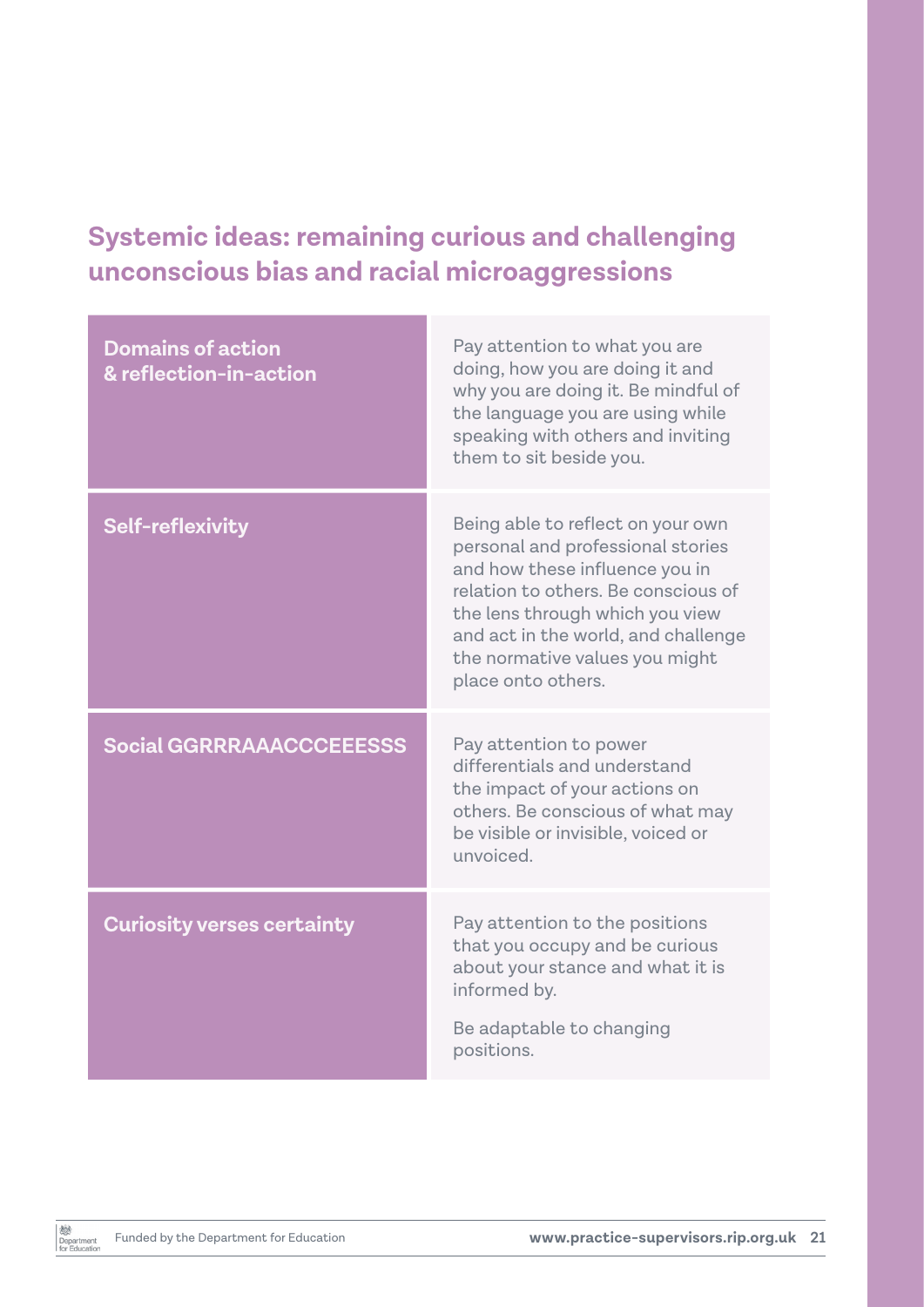## Systemic ideas: remaining curious and challenging unconscious bias and racial microaggressions

| | |
|---|---|
| **Domains of action & reflection-in-action** | Pay attention to what you are doing, how you are doing it and why you are doing it. Be mindful of the language you are using while speaking with others and inviting them to sit beside you. |
| **Self-reflexivity** | Being able to reflect on your own personal and professional stories and how these influence you in relation to others. Be conscious of the lens through which you view and act in the world, and challenge the normative values you might place onto others. |
| **Social GGRRRAAACCCEEESSS** | Pay attention to power differentials and understand the impact of your actions on others. Be conscious of what may be visible or invisible, voiced or unvoiced. |
| **Curiosity verses certainty** | Pay attention to the positions that you occupy and be curious about your stance and what it is informed by.<br><br>Be adaptable to changing positions. |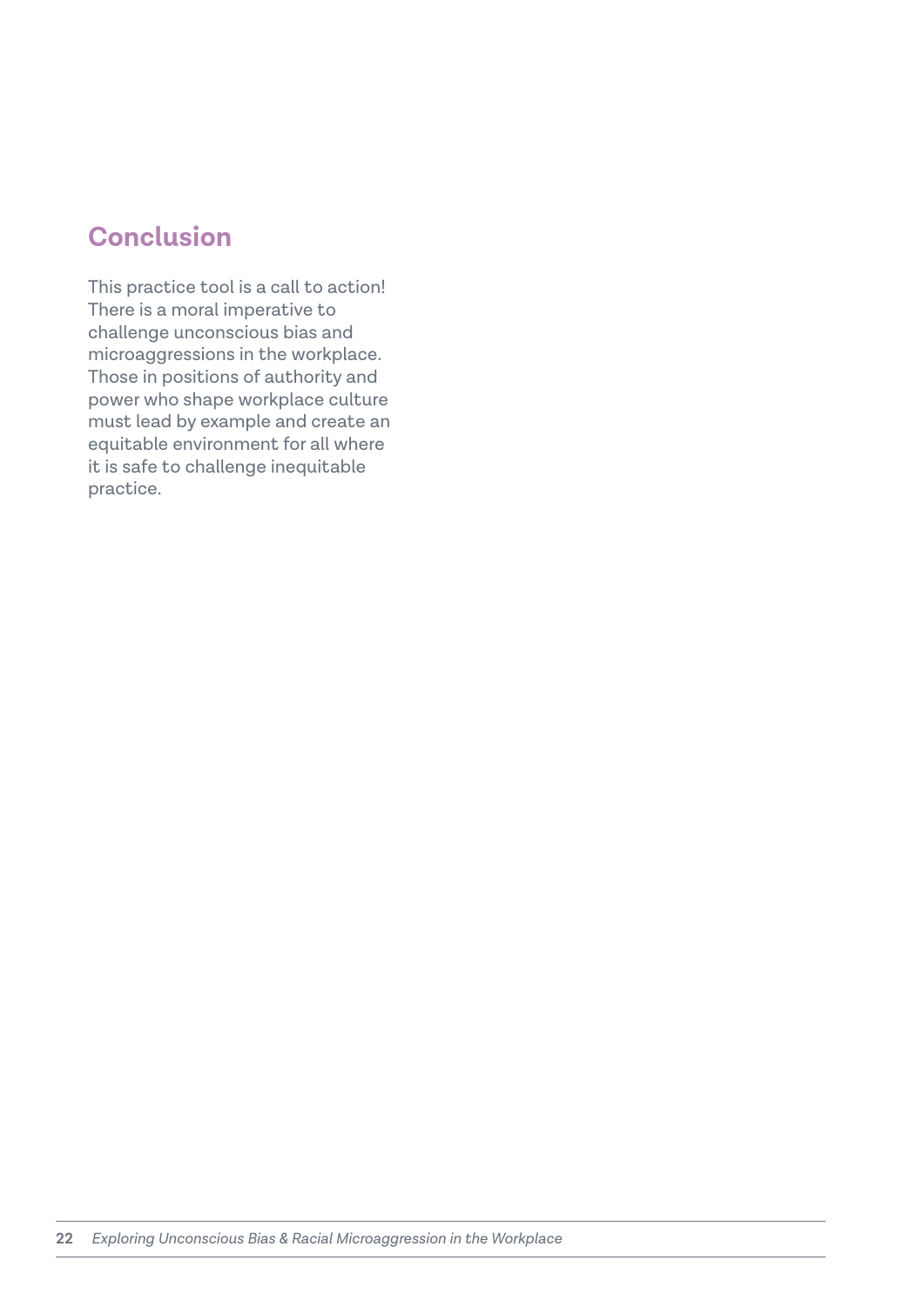## Conclusion

This practice tool is a call to action! There is a moral imperative to challenge unconscious bias and microaggressions in the workplace. Those in positions of authority and power who shape workplace culture must lead by example and create an equitable environment for all where it is safe to challenge inequitable practice.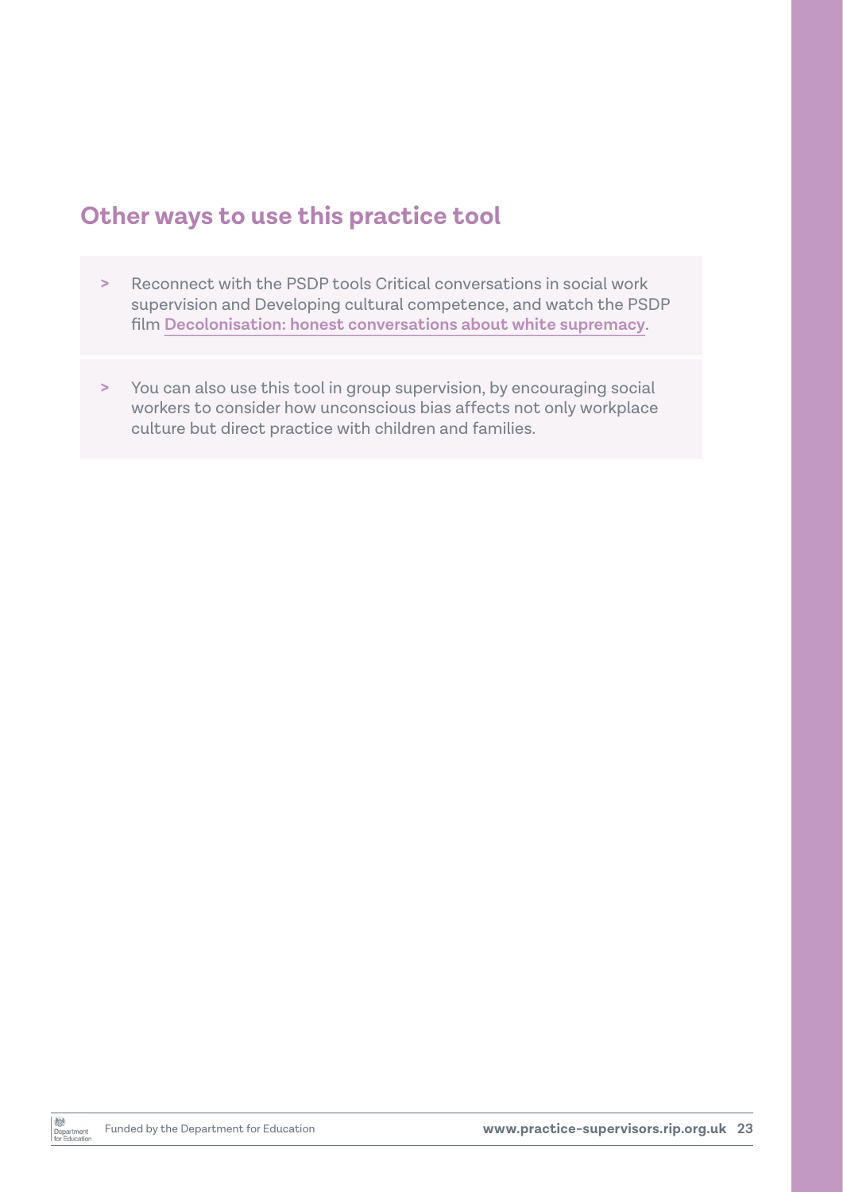## Other ways to use this practice tool

- Reconnect with the PSDP tools Critical conversations in social work supervision and Developing cultural competence, and watch the PSDP film **Decolonisation: honest conversations about white supremacy**.

- You can also use this tool in group supervision, by encouraging social workers to consider how unconscious bias affects not only workplace culture but direct practice with children and families.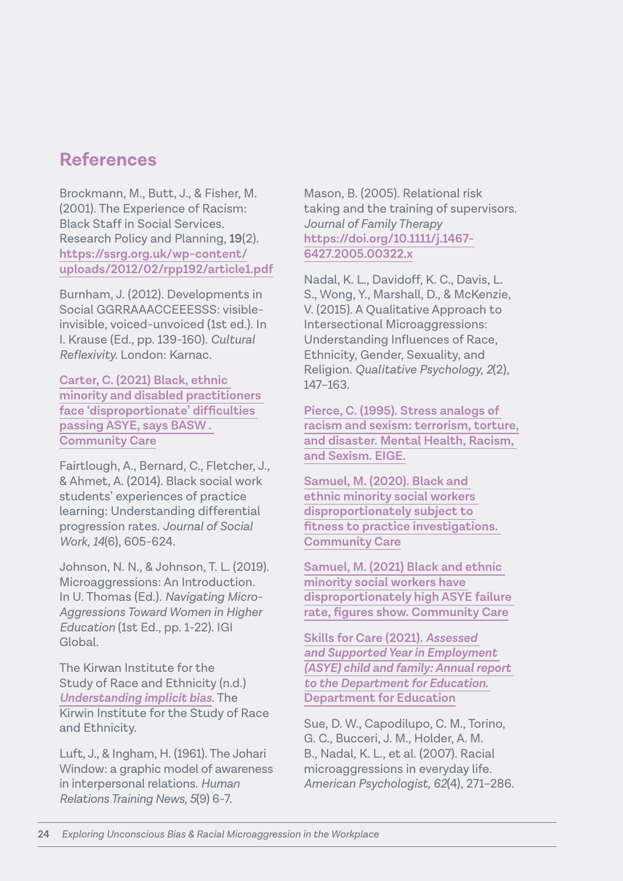## References

Brockmann, M., Butt, J., & Fisher, M. (2001). The Experience of Racism: Black Staff in Social Services. Research Policy and Planning, **19**(2). https://ssrg.org.uk/wp-content/uploads/2012/02/rpp192/article1.pdf

Burnham, J. (2012). Developments in Social GGRRAAACCEEESSS: visible-invisible, voiced-unvoiced (1st ed.). In I. Krause (Ed., pp. 139-160). *Cultural Reflexivity*. London: Karnac.

Carter, C. (2021) Black, ethnic minority and disabled practitioners face 'disproportionate' difficulties passing ASYE, says BASW . Community Care

Fairtlough, A., Bernard, C., Fletcher, J., & Ahmet, A. (2014). Black social work students' experiences of practice learning: Understanding differential progression rates. *Journal of Social Work, 14*(6), 605-624.

Johnson, N. N., & Johnson, T. L. (2019). Microaggressions: An Introduction. In U. Thomas (Ed.). *Navigating Micro-Aggressions Toward Women in Higher Education* (1st Ed., pp. 1-22). IGI Global.

The Kirwan Institute for the Study of Race and Ethnicity (n.d.) *Understanding implicit bias*. The Kirwin Institute for the Study of Race and Ethnicity.

Luft, J., & Ingham, H. (1961). The Johari Window: a graphic model of awareness in interpersonal relations. *Human Relations Training News, 5*(9) 6-7.

Mason, B. (2005). Relational risk taking and the training of supervisors. *Journal of Family Therapy* https://doi.org/10.1111/j.1467-6427.2005.00322.x

Nadal, K. L., Davidoff, K. C., Davis, L. S., Wong, Y., Marshall, D., & McKenzie, V. (2015). A Qualitative Approach to Intersectional Microaggressions: Understanding Influences of Race, Ethnicity, Gender, Sexuality, and Religion. *Qualitative Psychology, 2*(2), 147–163.

Pierce, C. (1995). Stress analogs of racism and sexism: terrorism, torture, and disaster. Mental Health, Racism, and Sexism. EIGE.

Samuel, M. (2020). Black and ethnic minority social workers disproportionately subject to fitness to practice investigations. Community Care

Samuel, M. (2021) Black and ethnic minority social workers have disproportionately high ASYE failure rate, figures show. Community Care

Skills for Care (2021). *Assessed and Supported Year in Employment (ASYE) child and family: Annual report to the Department for Education.* Department for Education

Sue, D. W., Capodilupo, C. M., Torino, G. C., Bucceri, J. M., Holder, A. M. B., Nadal, K. L., et al. (2007). Racial microaggressions in everyday life. *American Psychologist, 62*(4), 271–286.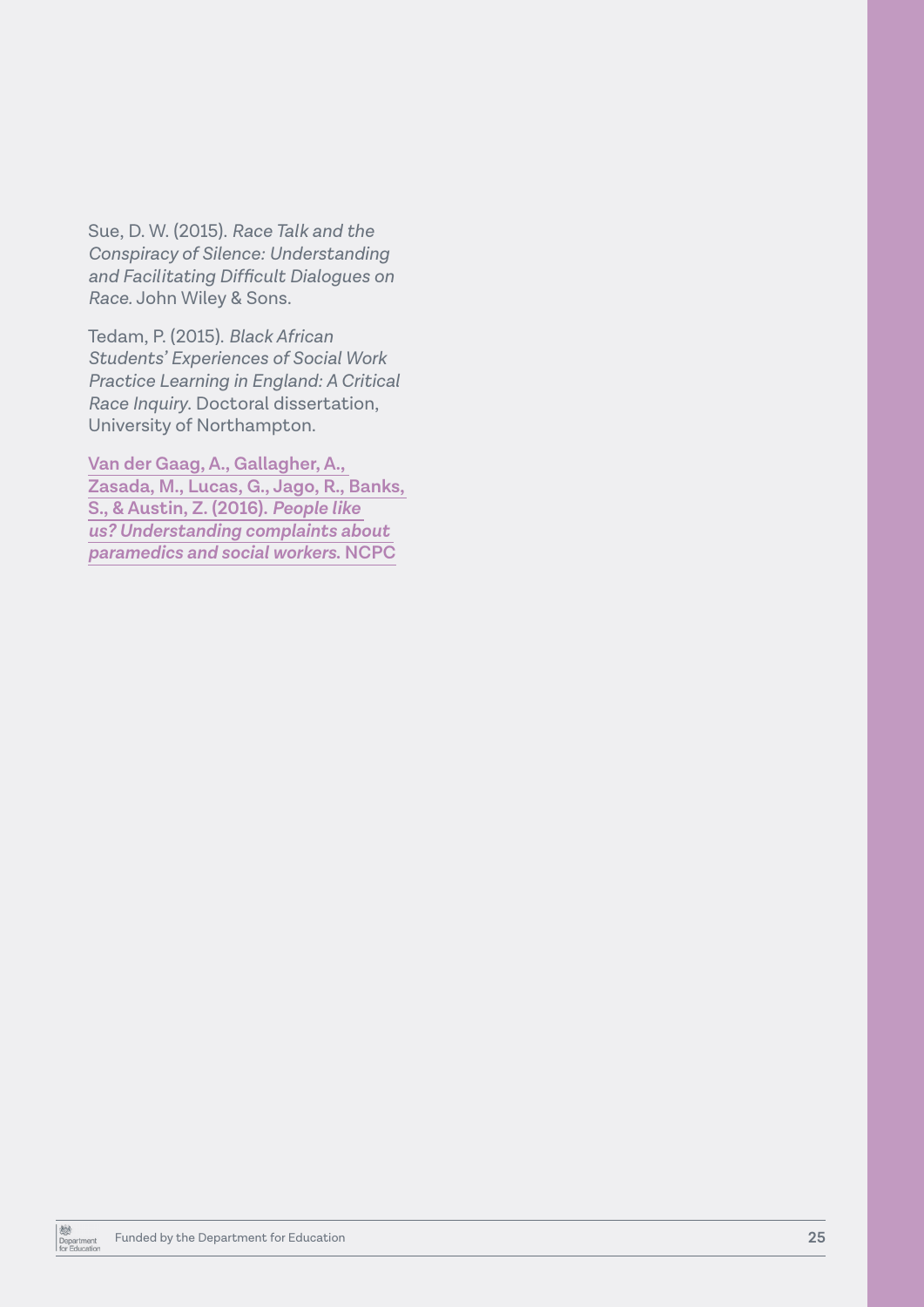Sue, D. W. (2015). *Race Talk and the Conspiracy of Silence: Understanding and Facilitating Difficult Dialogues on Race.* John Wiley & Sons.

Tedam, P. (2015). *Black African Students' Experiences of Social Work Practice Learning in England: A Critical Race Inquiry*. Doctoral dissertation, University of Northampton.

**Van der Gaag, A., Gallagher, A., Zasada, M., Lucas, G., Jago, R., Banks, S., & Austin, Z. (2016). *People like us? Understanding complaints about paramedics and social workers.* NCPC**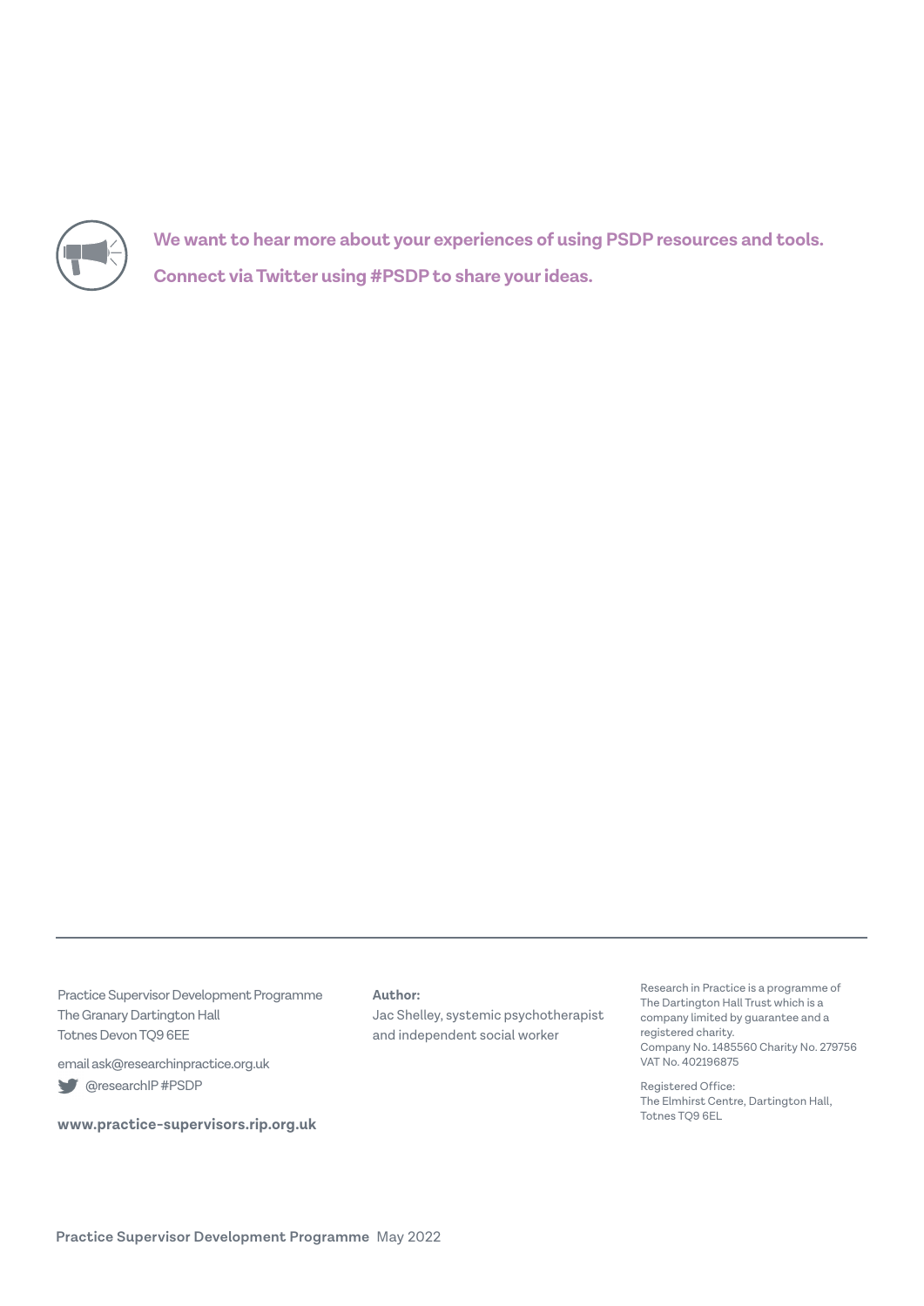**We want to hear more about your experiences of using PSDP resources and tools.**

**Connect via Twitter using #PSDP to share your ideas.**

Practice Supervisor Development Programme
The Granary Dartington Hall
Totnes Devon TQ9 6EE

email ask@researchinpractice.org.uk
@researchIP #PSDP

**www.practice-supervisors.rip.org.uk**

**Author:**
Jac Shelley, systemic psychotherapist and independent social worker

Research in Practice is a programme of The Dartington Hall Trust which is a company limited by guarantee and a registered charity.
Company No. 1485560 Charity No. 279756
VAT No. 402196875

Registered Office:
The Elmhirst Centre, Dartington Hall, Totnes TQ9 6EL

**Practice Supervisor Development Programme** May 2022